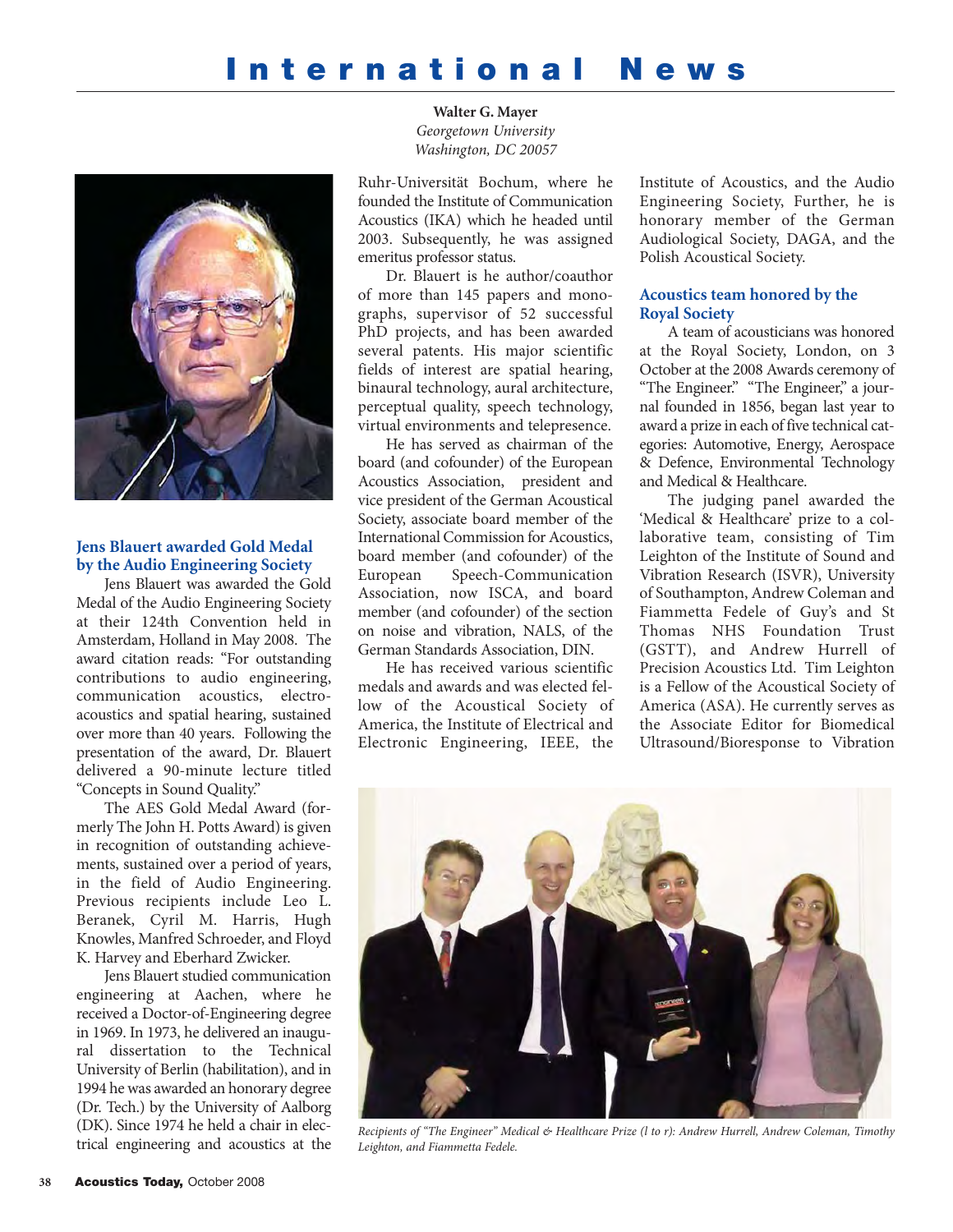# International News

**Walter G. Mayer**
*Georgetown University*
*Washington, DC 20057*

## Jens Blauert awarded Gold Medal by the Audio Engineering Society

Jens Blauert was awarded the Gold Medal of the Audio Engineering Society at their 124th Convention held in Amsterdam, Holland in May 2008. The award citation reads: "For outstanding contributions to audio engineering, communication acoustics, electro-acoustics and spatial hearing, sustained over more than 40 years. Following the presentation of the award, Dr. Blauert delivered a 90-minute lecture titled "Concepts in Sound Quality."

The AES Gold Medal Award (formerly The John H. Potts Award) is given in recognition of outstanding achievements, sustained over a period of years, in the field of Audio Engineering. Previous recipients include Leo L. Beranek, Cyril M. Harris, Hugh Knowles, Manfred Schroeder, and Floyd K. Harvey and Eberhard Zwicker.

Jens Blauert studied communication engineering at Aachen, where he received a Doctor-of-Engineering degree in 1969. In 1973, he delivered an inaugural dissertation to the Technical University of Berlin (habilitation), and in 1994 he was awarded an honorary degree (Dr. Tech.) by the University of Aalborg (DK). Since 1974 he held a chair in electrical engineering and acoustics at the Ruhr-Universität Bochum, where he founded the Institute of Communication Acoustics (IKA) which he headed until 2003. Subsequently, he was assigned emeritus professor status.

Dr. Blauert is he author/coauthor of more than 145 papers and monographs, supervisor of 52 successful PhD projects, and has been awarded several patents. His major scientific fields of interest are spatial hearing, binaural technology, aural architecture, perceptual quality, speech technology, virtual environments and telepresence.

He has served as chairman of the board (and cofounder) of the European Acoustics Association, president and vice president of the German Acoustical Society, associate board member of the International Commission for Acoustics, board member (and cofounder) of the European Speech-Communication Association, now ISCA, and board member (and cofounder) of the section on noise and vibration, NALS, of the German Standards Association, DIN.

He has received various scientific medals and awards and was elected fellow of the Acoustical Society of America, the Institute of Electrical and Electronic Engineering, IEEE, the Institute of Acoustics, and the Audio Engineering Society, Further, he is honorary member of the German Audiological Society, DAGA, and the Polish Acoustical Society.

## Acoustics team honored by the Royal Society

A team of acousticians was honored at the Royal Society, London, on 3 October at the 2008 Awards ceremony of "The Engineer." "The Engineer," a journal founded in 1856, began last year to award a prize in each of five technical categories: Automotive, Energy, Aerospace & Defence, Environmental Technology and Medical & Healthcare.

The judging panel awarded the 'Medical & Healthcare' prize to a collaborative team, consisting of Tim Leighton of the Institute of Sound and Vibration Research (ISVR), University of Southampton, Andrew Coleman and Fiammetta Fedele of Guy's and St Thomas NHS Foundation Trust (GSTT), and Andrew Hurrell of Precision Acoustics Ltd. Tim Leighton is a Fellow of the Acoustical Society of America (ASA). He currently serves as the Associate Editor for Biomedical Ultrasound/Bioresponse to Vibration

*Recipients of "The Engineer" Medical & Healthcare Prize (l to r): Andrew Hurrell, Andrew Coleman, Timothy Leighton, and Fiammetta Fedele.*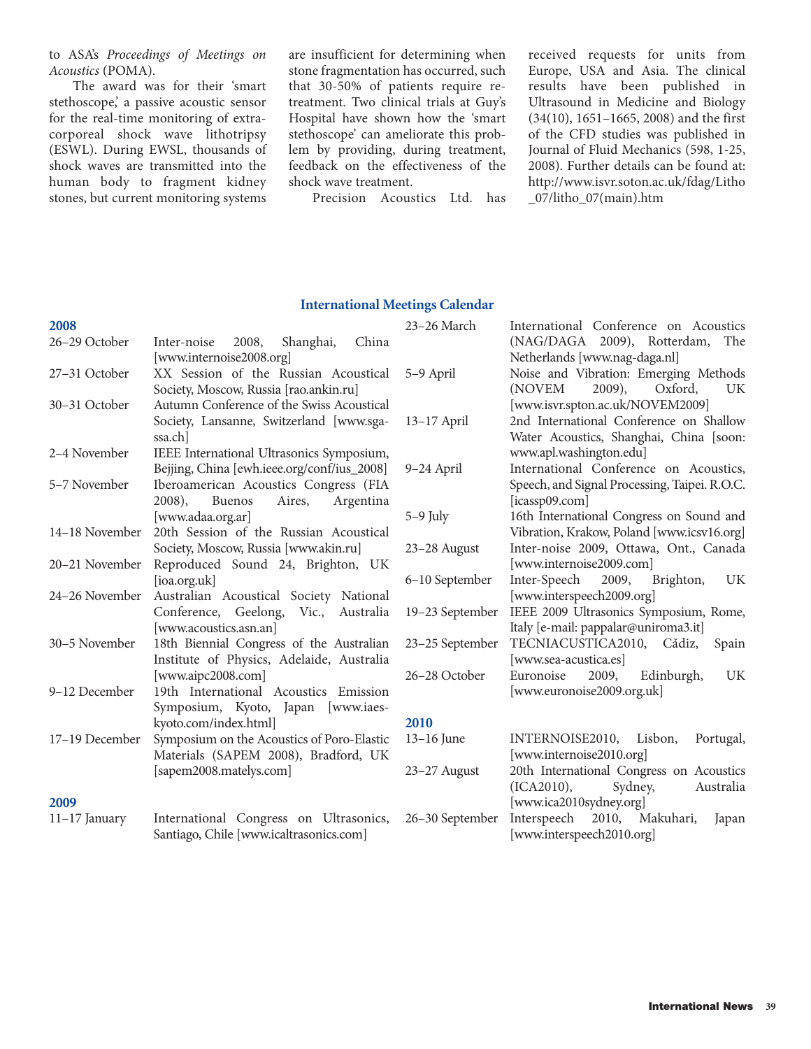to ASA's *Proceedings of Meetings on Acoustics* (POMA).

The award was for their 'smart stethoscope,' a passive acoustic sensor for the real-time monitoring of extra-corporeal shock wave lithotripsy (ESWL). During EWSL, thousands of shock waves are transmitted into the human body to fragment kidney stones, but current monitoring systems are insufficient for determining when stone fragmentation has occurred, such that 30-50% of patients require re-treatment. Two clinical trials at Guy's Hospital have shown how the 'smart stethoscope' can ameliorate this problem by providing, during treatment, feedback on the effectiveness of the shock wave treatment.

Precision Acoustics Ltd. has received requests for units from Europe, USA and Asia. The clinical results have been published in Ultrasound in Medicine and Biology (34(10), 1651–1665, 2008) and the first of the CFD studies was published in Journal of Fluid Mechanics (598, 1-25, 2008). Further details can be found at: http://www.isvr.soton.ac.uk/fdag/Litho_07/litho_07(main).htm

## International Meetings Calendar

**2008**

| | |
|---|---|
| 26–29 October | Inter-noise 2008, Shanghai, China [www.internoise2008.org] |
| 27–31 October | XX Session of the Russian Acoustical Society, Moscow, Russia [rao.ankin.ru] |
| 30–31 October | Autumn Conference of the Swiss Acoustical Society, Lansanne, Switzerland [www.sga-ssa.ch] |
| 2–4 November | IEEE International Ultrasonics Symposium, Bejjing, China [ewh.ieee.org/conf/ius_2008] |
| 5–7 November | Iberoamerican Acoustics Congress (FIA 2008), Buenos Aires, Argentina [www.adaa.org.ar] |
| 14–18 November | 20th Session of the Russian Acoustical Society, Moscow, Russia [www.akin.ru] |
| 20–21 November | Reproduced Sound 24, Brighton, UK [ioa.org.uk] |
| 24–26 November | Australian Acoustical Society National Conference, Geelong, Vic., Australia [www.acoustics.asn.an] |
| 30–5 November | 18th Biennial Congress of the Australian Institute of Physics, Adelaide, Australia [www.aipc2008.com] |
| 9–12 December | 19th International Acoustics Emission Symposium, Kyoto, Japan [www.iaes-kyoto.com/index.html] |
| 17–19 December | Symposium on the Acoustics of Poro-Elastic Materials (SAPEM 2008), Bradford, UK [sapem2008.matelys.com] |

**2009**

| | |
|---|---|
| 11–17 January | International Congress on Ultrasonics, Santiago, Chile [www.icaltrasonics.com] |
| 23–26 March | International Conference on Acoustics (NAG/DAGA 2009), Rotterdam, The Netherlands [www.nag-daga.nl] |
| 5–9 April | Noise and Vibration: Emerging Methods (NOVEM 2009), Oxford, UK [www.isvr.spton.ac.uk/NOVEM2009] |
| 13–17 April | 2nd International Conference on Shallow Water Acoustics, Shanghai, China [soon: www.apl.washington.edu] |
| 9–24 April | International Conference on Acoustics, Speech, and Signal Processing, Taipei. R.O.C. [icassp09.com] |
| 5–9 July | 16th International Congress on Sound and Vibration, Krakow, Poland [www.icsv16.org] |
| 23–28 August | Inter-noise 2009, Ottawa, Ont., Canada [www.internoise2009.com] |
| 6–10 September | Inter-Speech 2009, Brighton, UK [www.interspeech2009.org] |
| 19–23 September | IEEE 2009 Ultrasonics Symposium, Rome, Italy [e-mail: pappalar@uniroma3.it] |
| 23–25 September | TECNIACUSTICA2010, Cădiz, Spain [www.sea-acustica.es] |
| 26–28 October | Euronoise 2009, Edinburgh, UK [www.euronoise2009.org.uk] |

**2010**

| | |
|---|---|
| 13–16 June | INTERNOISE2010, Lisbon, Portugal, [www.internoise2010.org] |
| 23–27 August | 20th International Congress on Acoustics (ICA2010), Sydney, Australia [www.ica2010sydney.org] |
| 26–30 September | Interspeech 2010, Makuhari, Japan [www.interspeech2010.org] |